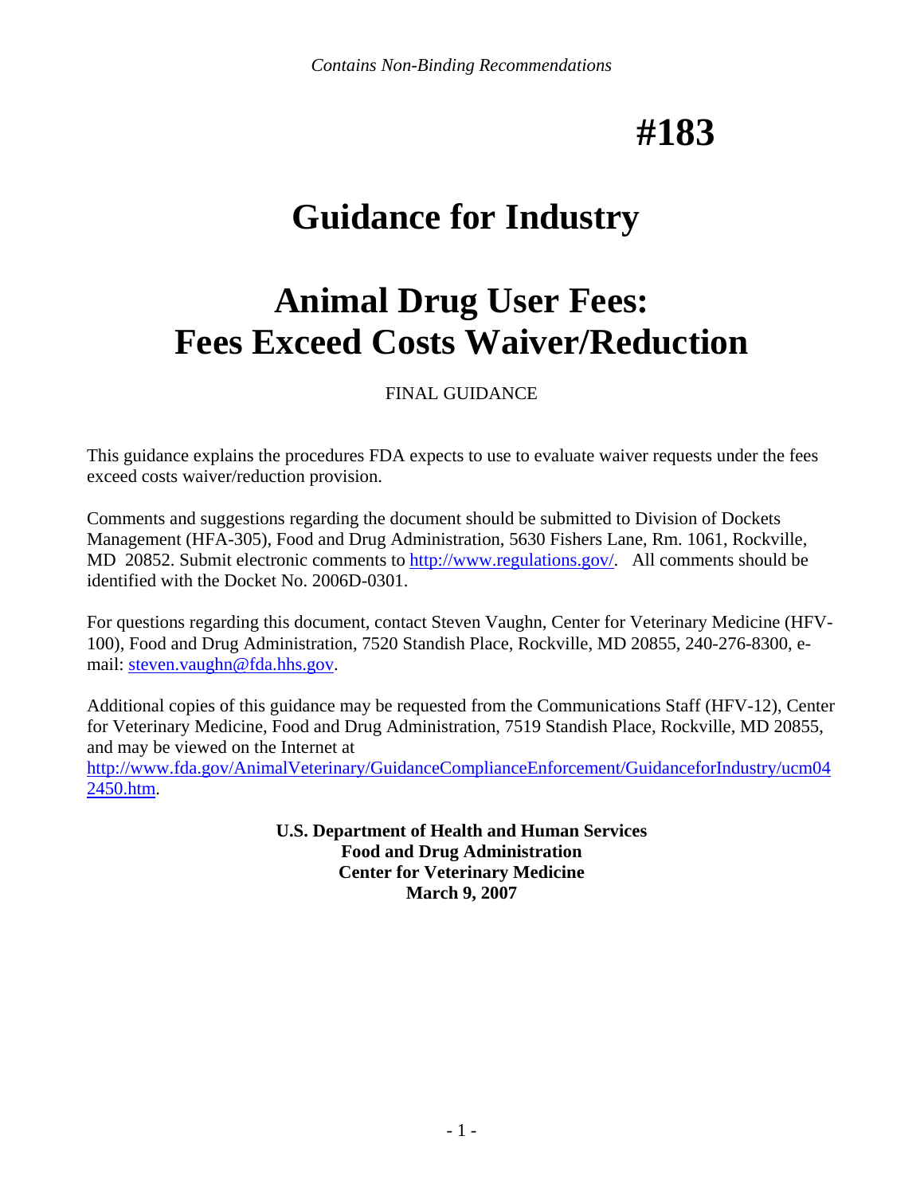*Contains Non-Binding Recommendations*

# #183

# Guidance for Industry

# Animal Drug User Fees: Fees Exceed Costs Waiver/Reduction

FINAL GUIDANCE

This guidance explains the procedures FDA expects to use to evaluate waiver requests under the fees exceed costs waiver/reduction provision.

Comments and suggestions regarding the document should be submitted to Division of Dockets Management (HFA-305), Food and Drug Administration, 5630 Fishers Lane, Rm. 1061, Rockville, MD 20852. Submit electronic comments to http://www.regulations.gov/. All comments should be identified with the Docket No. 2006D-0301.

For questions regarding this document, contact Steven Vaughn, Center for Veterinary Medicine (HFV-100), Food and Drug Administration, 7520 Standish Place, Rockville, MD 20855, 240-276-8300, e-mail: steven.vaughn@fda.hhs.gov.

Additional copies of this guidance may be requested from the Communications Staff (HFV-12), Center for Veterinary Medicine, Food and Drug Administration, 7519 Standish Place, Rockville, MD 20855, and may be viewed on the Internet at http://www.fda.gov/AnimalVeterinary/GuidanceComplianceEnforcement/GuidanceforIndustry/ucm042450.htm.

**U.S. Department of Health and Human Services**
**Food and Drug Administration**
**Center for Veterinary Medicine**
**March 9, 2007**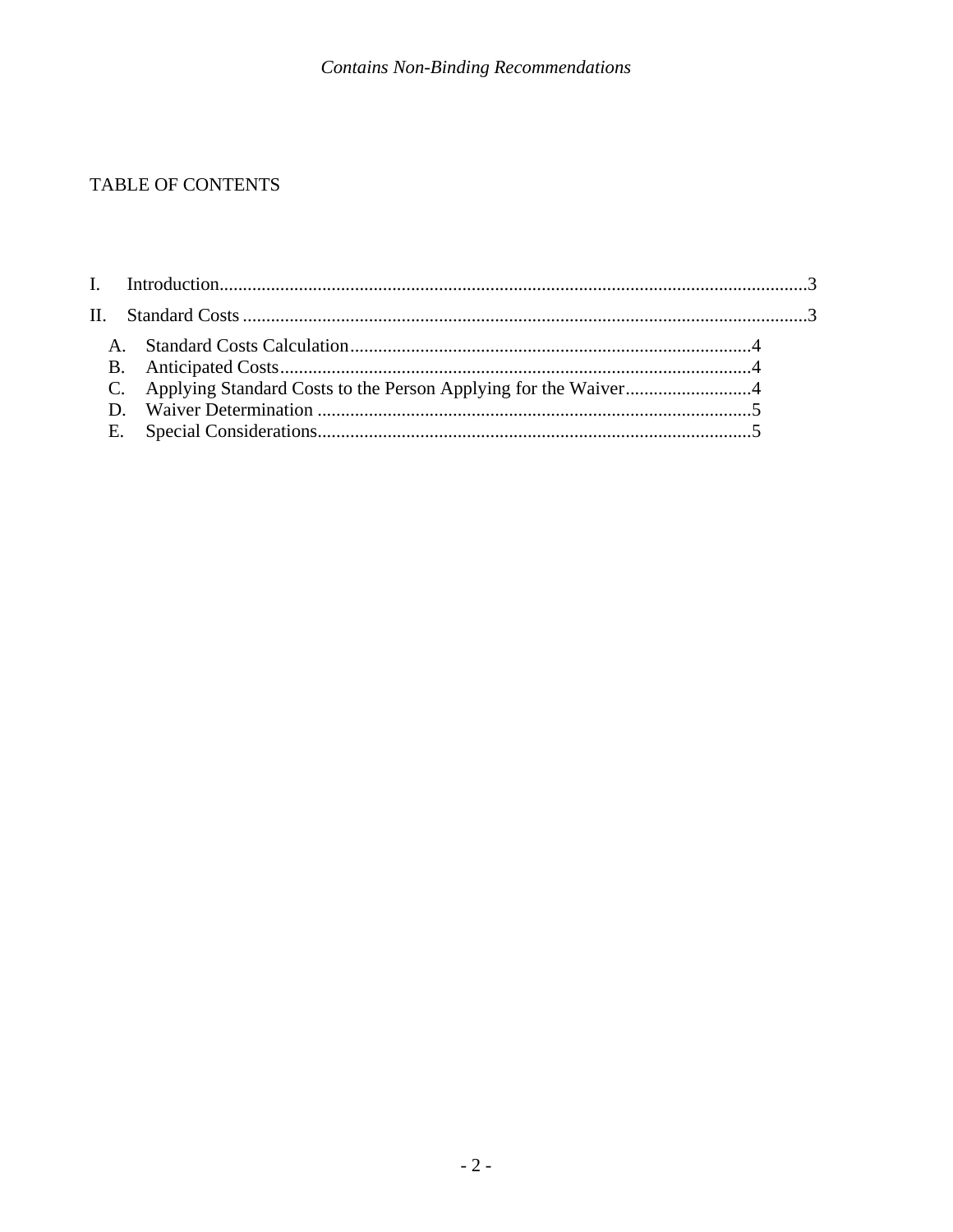TABLE OF CONTENTS

I. Introduction....3

II. Standard Costs....3

- A. Standard Costs Calculation....4
- B. Anticipated Costs....4
- C. Applying Standard Costs to the Person Applying for the Waiver....4
- D. Waiver Determination....5
- E. Special Considerations....5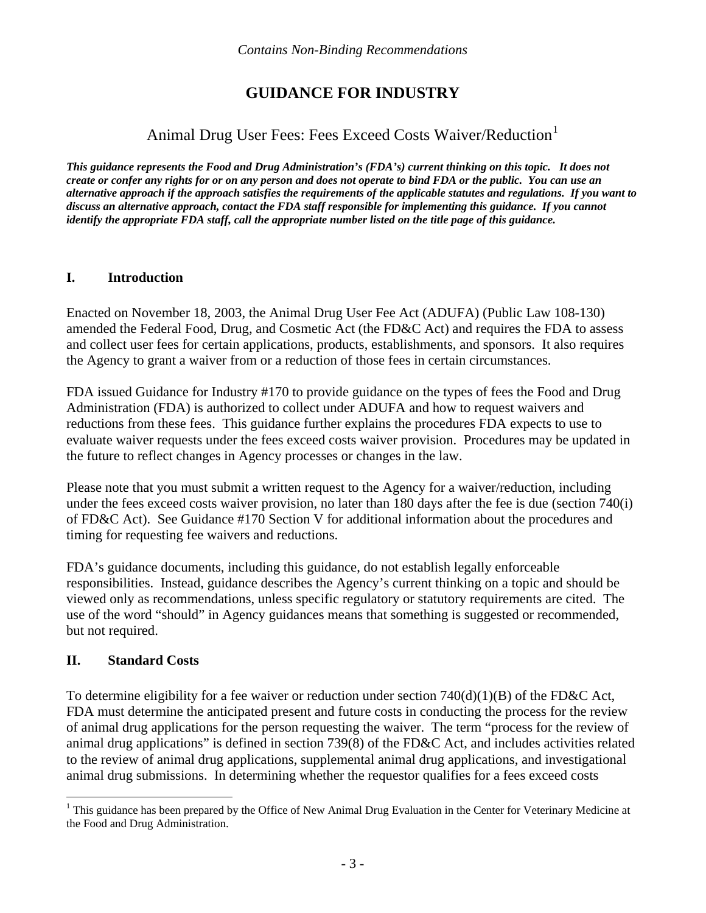*Contains Non-Binding Recommendations*

# GUIDANCE FOR INDUSTRY

## Animal Drug User Fees: Fees Exceed Costs Waiver/Reduction[1]

***This guidance represents the Food and Drug Administration's (FDA's) current thinking on this topic. It does not create or confer any rights for or on any person and does not operate to bind FDA or the public. You can use an alternative approach if the approach satisfies the requirements of the applicable statutes and regulations. If you want to discuss an alternative approach, contact the FDA staff responsible for implementing this guidance. If you cannot identify the appropriate FDA staff, call the appropriate number listed on the title page of this guidance.***

## I. Introduction

Enacted on November 18, 2003, the Animal Drug User Fee Act (ADUFA) (Public Law 108-130) amended the Federal Food, Drug, and Cosmetic Act (the FD&C Act) and requires the FDA to assess and collect user fees for certain applications, products, establishments, and sponsors. It also requires the Agency to grant a waiver from or a reduction of those fees in certain circumstances.

FDA issued Guidance for Industry #170 to provide guidance on the types of fees the Food and Drug Administration (FDA) is authorized to collect under ADUFA and how to request waivers and reductions from these fees. This guidance further explains the procedures FDA expects to use to evaluate waiver requests under the fees exceed costs waiver provision. Procedures may be updated in the future to reflect changes in Agency processes or changes in the law.

Please note that you must submit a written request to the Agency for a waiver/reduction, including under the fees exceed costs waiver provision, no later than 180 days after the fee is due (section 740(i) of FD&C Act). See Guidance #170 Section V for additional information about the procedures and timing for requesting fee waivers and reductions.

FDA's guidance documents, including this guidance, do not establish legally enforceable responsibilities. Instead, guidance describes the Agency's current thinking on a topic and should be viewed only as recommendations, unless specific regulatory or statutory requirements are cited. The use of the word "should" in Agency guidances means that something is suggested or recommended, but not required.

## II. Standard Costs

To determine eligibility for a fee waiver or reduction under section 740(d)(1)(B) of the FD&C Act, FDA must determine the anticipated present and future costs in conducting the process for the review of animal drug applications for the person requesting the waiver. The term "process for the review of animal drug applications" is defined in section 739(8) of the FD&C Act, and includes activities related to the review of animal drug applications, supplemental animal drug applications, and investigational animal drug submissions. In determining whether the requestor qualifies for a fees exceed costs

[1] This guidance has been prepared by the Office of New Animal Drug Evaluation in the Center for Veterinary Medicine at the Food and Drug Administration.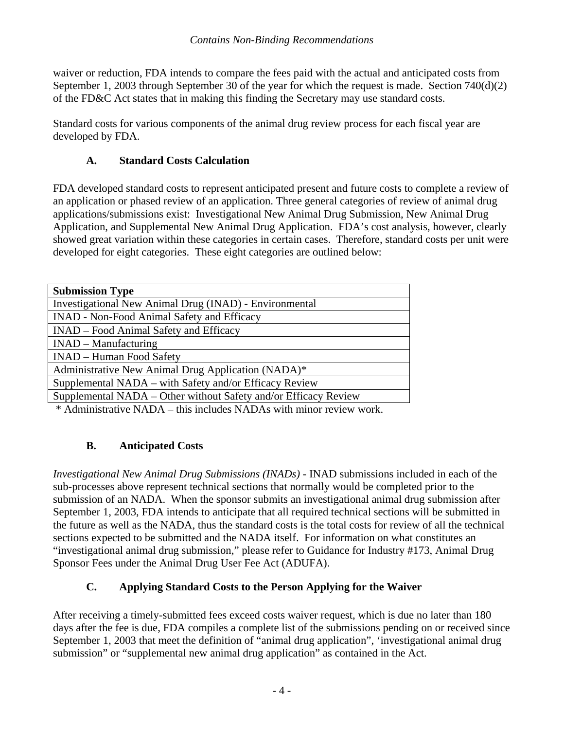waiver or reduction, FDA intends to compare the fees paid with the actual and anticipated costs from September 1, 2003 through September 30 of the year for which the request is made. Section 740(d)(2) of the FD&C Act states that in making this finding the Secretary may use standard costs.

Standard costs for various components of the animal drug review process for each fiscal year are developed by FDA.

### A. Standard Costs Calculation

FDA developed standard costs to represent anticipated present and future costs to complete a review of an application or phased review of an application. Three general categories of review of animal drug applications/submissions exist: Investigational New Animal Drug Submission, New Animal Drug Application, and Supplemental New Animal Drug Application. FDA's cost analysis, however, clearly showed great variation within these categories in certain cases. Therefore, standard costs per unit were developed for eight categories. These eight categories are outlined below:

| **Submission Type** |
|---|
| Investigational New Animal Drug (INAD) - Environmental |
| INAD - Non-Food Animal Safety and Efficacy |
| INAD – Food Animal Safety and Efficacy |
| INAD – Manufacturing |
| INAD – Human Food Safety |
| Administrative New Animal Drug Application (NADA)* |
| Supplemental NADA – with Safety and/or Efficacy Review |
| Supplemental NADA – Other without Safety and/or Efficacy Review |

\* Administrative NADA – this includes NADAs with minor review work.

### B. Anticipated Costs

*Investigational New Animal Drug Submissions (INADs)* - INAD submissions included in each of the sub-processes above represent technical sections that normally would be completed prior to the submission of an NADA. When the sponsor submits an investigational animal drug submission after September 1, 2003, FDA intends to anticipate that all required technical sections will be submitted in the future as well as the NADA, thus the standard costs is the total costs for review of all the technical sections expected to be submitted and the NADA itself. For information on what constitutes an "investigational animal drug submission," please refer to Guidance for Industry #173, Animal Drug Sponsor Fees under the Animal Drug User Fee Act (ADUFA).

### C. Applying Standard Costs to the Person Applying for the Waiver

After receiving a timely-submitted fees exceed costs waiver request, which is due no later than 180 days after the fee is due, FDA compiles a complete list of the submissions pending on or received since September 1, 2003 that meet the definition of "animal drug application", 'investigational animal drug submission" or "supplemental new animal drug application" as contained in the Act.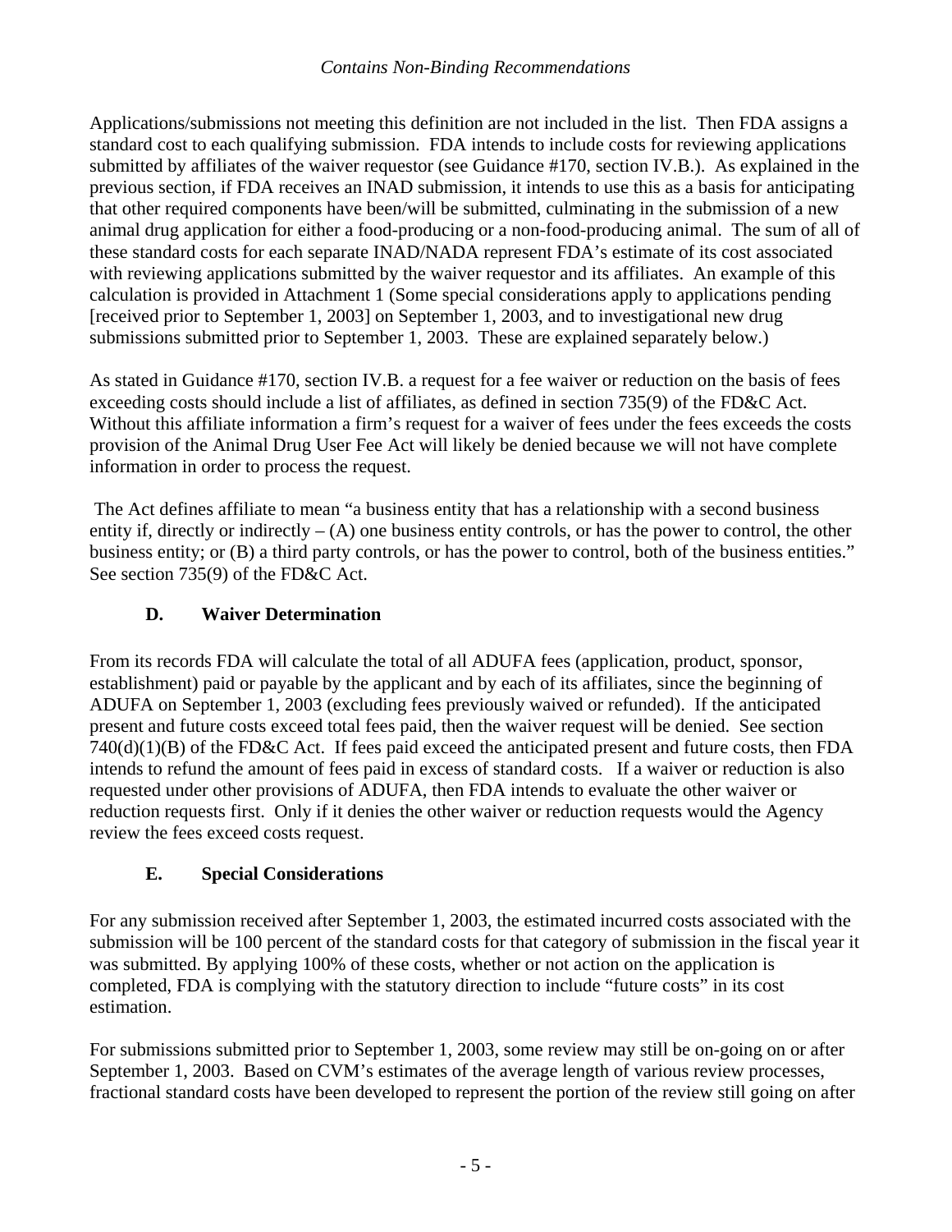Applications/submissions not meeting this definition are not included in the list. Then FDA assigns a standard cost to each qualifying submission. FDA intends to include costs for reviewing applications submitted by affiliates of the waiver requestor (see Guidance #170, section IV.B.). As explained in the previous section, if FDA receives an INAD submission, it intends to use this as a basis for anticipating that other required components have been/will be submitted, culminating in the submission of a new animal drug application for either a food-producing or a non-food-producing animal. The sum of all of these standard costs for each separate INAD/NADA represent FDA's estimate of its cost associated with reviewing applications submitted by the waiver requestor and its affiliates. An example of this calculation is provided in Attachment 1 (Some special considerations apply to applications pending [received prior to September 1, 2003] on September 1, 2003, and to investigational new drug submissions submitted prior to September 1, 2003. These are explained separately below.)

As stated in Guidance #170, section IV.B. a request for a fee waiver or reduction on the basis of fees exceeding costs should include a list of affiliates, as defined in section 735(9) of the FD&C Act. Without this affiliate information a firm's request for a waiver of fees under the fees exceeds the costs provision of the Animal Drug User Fee Act will likely be denied because we will not have complete information in order to process the request.

The Act defines affiliate to mean "a business entity that has a relationship with a second business entity if, directly or indirectly – (A) one business entity controls, or has the power to control, the other business entity; or (B) a third party controls, or has the power to control, both of the business entities." See section 735(9) of the FD&C Act.

### D. Waiver Determination

From its records FDA will calculate the total of all ADUFA fees (application, product, sponsor, establishment) paid or payable by the applicant and by each of its affiliates, since the beginning of ADUFA on September 1, 2003 (excluding fees previously waived or refunded). If the anticipated present and future costs exceed total fees paid, then the waiver request will be denied. See section 740(d)(1)(B) of the FD&C Act. If fees paid exceed the anticipated present and future costs, then FDA intends to refund the amount of fees paid in excess of standard costs. If a waiver or reduction is also requested under other provisions of ADUFA, then FDA intends to evaluate the other waiver or reduction requests first. Only if it denies the other waiver or reduction requests would the Agency review the fees exceed costs request.

### E. Special Considerations

For any submission received after September 1, 2003, the estimated incurred costs associated with the submission will be 100 percent of the standard costs for that category of submission in the fiscal year it was submitted. By applying 100% of these costs, whether or not action on the application is completed, FDA is complying with the statutory direction to include "future costs" in its cost estimation.

For submissions submitted prior to September 1, 2003, some review may still be on-going on or after September 1, 2003. Based on CVM's estimates of the average length of various review processes, fractional standard costs have been developed to represent the portion of the review still going on after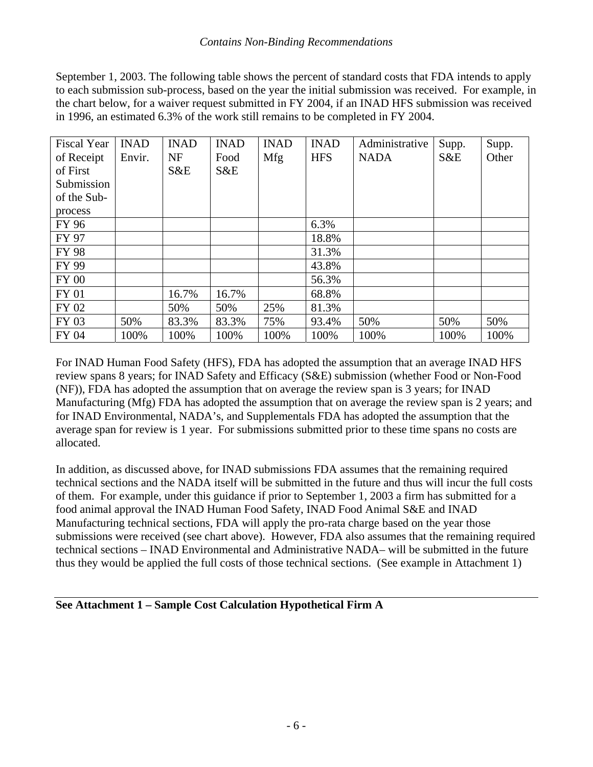September 1, 2003. The following table shows the percent of standard costs that FDA intends to apply to each submission sub-process, based on the year the initial submission was received. For example, in the chart below, for a waiver request submitted in FY 2004, if an INAD HFS submission was received in 1996, an estimated 6.3% of the work still remains to be completed in FY 2004.

| Fiscal Year of Receipt of First Submission of the Sub-process | INAD Envir. | INAD NF S&E | INAD Food S&E | INAD Mfg | INAD HFS | Administrative NADA | Supp. S&E | Supp. Other |
|---|---|---|---|---|---|---|---|---|
| FY 96 | | | | | 6.3% | | | |
| FY 97 | | | | | 18.8% | | | |
| FY 98 | | | | | 31.3% | | | |
| FY 99 | | | | | 43.8% | | | |
| FY 00 | | | | | 56.3% | | | |
| FY 01 | | 16.7% | 16.7% | | 68.8% | | | |
| FY 02 | | 50% | 50% | 25% | 81.3% | | | |
| FY 03 | 50% | 83.3% | 83.3% | 75% | 93.4% | 50% | 50% | 50% |
| FY 04 | 100% | 100% | 100% | 100% | 100% | 100% | 100% | 100% |

For INAD Human Food Safety (HFS), FDA has adopted the assumption that an average INAD HFS review spans 8 years; for INAD Safety and Efficacy (S&E) submission (whether Food or Non-Food (NF)), FDA has adopted the assumption that on average the review span is 3 years; for INAD Manufacturing (Mfg) FDA has adopted the assumption that on average the review span is 2 years; and for INAD Environmental, NADA's, and Supplementals FDA has adopted the assumption that the average span for review is 1 year. For submissions submitted prior to these time spans no costs are allocated.

In addition, as discussed above, for INAD submissions FDA assumes that the remaining required technical sections and the NADA itself will be submitted in the future and thus will incur the full costs of them. For example, under this guidance if prior to September 1, 2003 a firm has submitted for a food animal approval the INAD Human Food Safety, INAD Food Animal S&E and INAD Manufacturing technical sections, FDA will apply the pro-rata charge based on the year those submissions were received (see chart above). However, FDA also assumes that the remaining required technical sections – INAD Environmental and Administrative NADA– will be submitted in the future thus they would be applied the full costs of those technical sections. (See example in Attachment 1)

**See Attachment 1 – Sample Cost Calculation Hypothetical Firm A**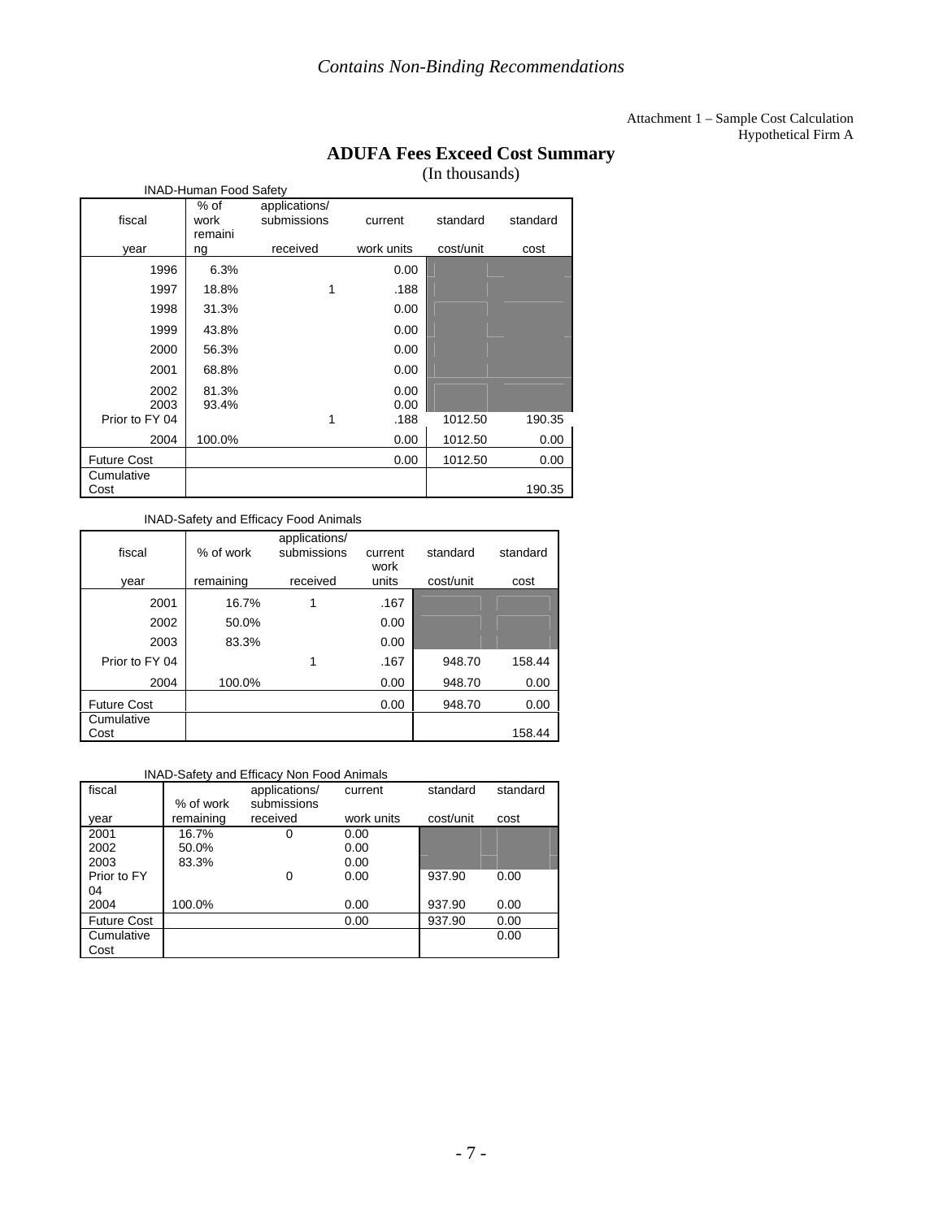Attachment 1 – Sample Cost Calculation
Hypothetical Firm A

## ADUFA Fees Exceed Cost Summary

(In thousands)

INAD-Human Food Safety

| fiscal year | % of work remaining | applications/ submissions received | current work units | standard cost/unit | standard cost |
|---|---|---|---|---|---|
| 1996 | 6.3% | | 0.00 | | |
| 1997 | 18.8% | 1 | .188 | | |
| 1998 | 31.3% | | 0.00 | | |
| 1999 | 43.8% | | 0.00 | | |
| 2000 | 56.3% | | 0.00 | | |
| 2001 | 68.8% | | 0.00 | | |
| 2002 | 81.3% | | 0.00 | | |
| 2003 | 93.4% | | 0.00 | | |
| Prior to FY 04 | | 1 | .188 | 1012.50 | 190.35 |
| 2004 | 100.0% | | 0.00 | 1012.50 | 0.00 |
| Future Cost | | | 0.00 | 1012.50 | 0.00 |
| Cumulative Cost | | | | | 190.35 |

INAD-Safety and Efficacy Food Animals

| fiscal year | % of work remaining | applications/ submissions received | current work units | standard cost/unit | standard cost |
|---|---|---|---|---|---|
| 2001 | 16.7% | 1 | .167 | | |
| 2002 | 50.0% | | 0.00 | | |
| 2003 | 83.3% | | 0.00 | | |
| Prior to FY 04 | | 1 | .167 | 948.70 | 158.44 |
| 2004 | 100.0% | | 0.00 | 948.70 | 0.00 |
| Future Cost | | | 0.00 | 948.70 | 0.00 |
| Cumulative Cost | | | | | 158.44 |

INAD-Safety and Efficacy Non Food Animals

| fiscal year | % of work remaining | applications/ submissions received | current work units | standard cost/unit | standard cost |
|---|---|---|---|---|---|
| 2001 | 16.7% | 0 | 0.00 | | |
| 2002 | 50.0% | | 0.00 | | |
| 2003 | 83.3% | | 0.00 | | |
| Prior to FY 04 | | 0 | 0.00 | 937.90 | 0.00 |
| 2004 | 100.0% | | 0.00 | 937.90 | 0.00 |
| Future Cost | | | 0.00 | 937.90 | 0.00 |
| Cumulative Cost | | | | | 0.00 |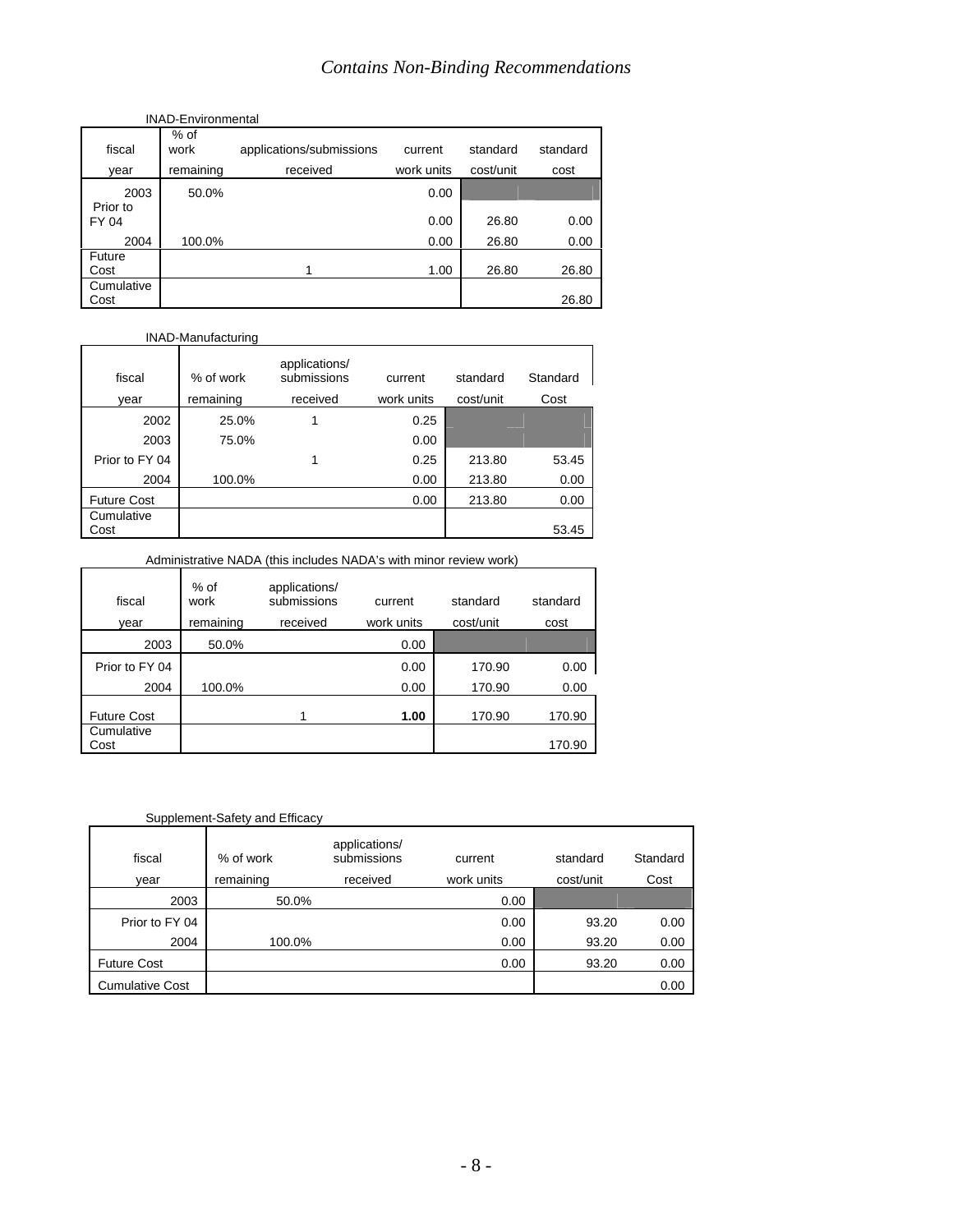INAD-Environmental

| fiscal year | % of work remaining | applications/submissions received | current work units | standard cost/unit | standard cost |
|---|---|---|---|---|---|
| 2003 | 50.0% | | 0.00 | | |
| Prior to FY 04 | | | 0.00 | 26.80 | 0.00 |
| 2004 | 100.0% | | 0.00 | 26.80 | 0.00 |
| Future Cost | | 1 | 1.00 | 26.80 | 26.80 |
| Cumulative Cost | | | | | 26.80 |

INAD-Manufacturing

| fiscal year | % of work remaining | applications/ submissions received | current work units | standard cost/unit | Standard Cost |
|---|---|---|---|---|---|
| 2002 | 25.0% | 1 | 0.25 | | |
| 2003 | 75.0% | | 0.00 | | |
| Prior to FY 04 | | 1 | 0.25 | 213.80 | 53.45 |
| 2004 | 100.0% | | 0.00 | 213.80 | 0.00 |
| Future Cost | | | 0.00 | 213.80 | 0.00 |
| Cumulative Cost | | | | | 53.45 |

Administrative NADA (this includes NADA's with minor review work)

| fiscal year | % of work remaining | applications/ submissions received | current work units | standard cost/unit | standard cost |
|---|---|---|---|---|---|
| 2003 | 50.0% | | 0.00 | | |
| Prior to FY 04 | | | 0.00 | 170.90 | 0.00 |
| 2004 | 100.0% | | 0.00 | 170.90 | 0.00 |
| Future Cost | | 1 | **1.00** | 170.90 | 170.90 |
| Cumulative Cost | | | | | 170.90 |

Supplement-Safety and Efficacy

| fiscal year | % of work remaining | applications/ submissions received | current work units | standard cost/unit | Standard Cost |
|---|---|---|---|---|---|
| 2003 | 50.0% | | 0.00 | | |
| Prior to FY 04 | | | 0.00 | 93.20 | 0.00 |
| 2004 | 100.0% | | 0.00 | 93.20 | 0.00 |
| Future Cost | | | 0.00 | 93.20 | 0.00 |
| Cumulative Cost | | | | | 0.00 |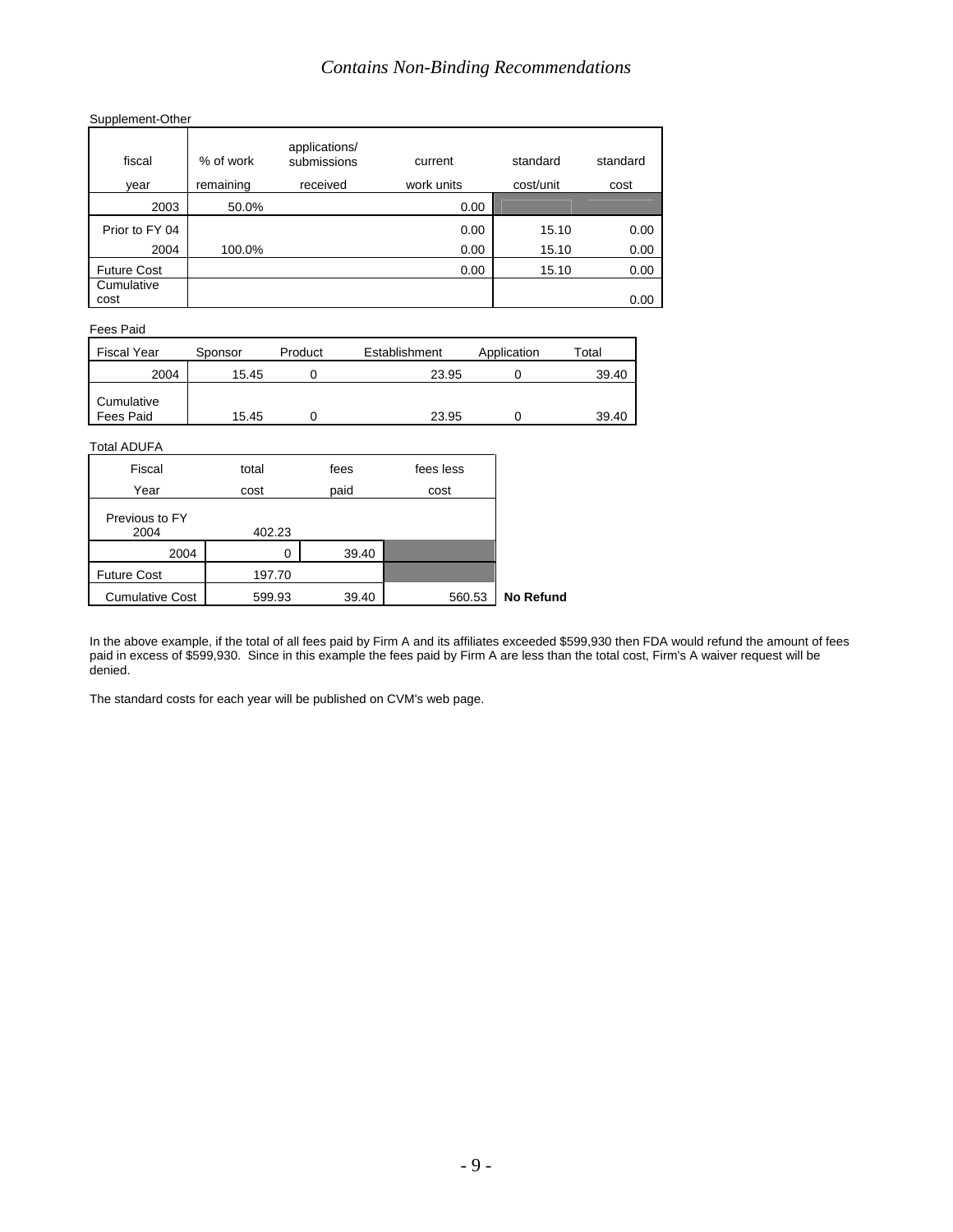Supplement-Other

| fiscal year | % of work remaining | applications/ submissions received | current work units | standard cost/unit | standard cost |
|---|---|---|---|---|---|
| 2003 | 50.0% | | 0.00 | | |
| Prior to FY 04 | | | 0.00 | 15.10 | 0.00 |
| 2004 | 100.0% | | 0.00 | 15.10 | 0.00 |
| Future Cost | | | 0.00 | 15.10 | 0.00 |
| Cumulative cost | | | | | 0.00 |

Fees Paid

| Fiscal Year | Sponsor | Product | Establishment | Application | Total |
|---|---|---|---|---|---|
| 2004 | 15.45 | 0 | 23.95 | 0 | 39.40 |
| Cumulative Fees Paid | 15.45 | 0 | 23.95 | 0 | 39.40 |

Total ADUFA

| Fiscal Year | total cost | fees paid | fees less cost | |
|---|---|---|---|---|
| Previous to FY 2004 | 402.23 | | | |
| 2004 | 0 | 39.40 | | |
| Future Cost | 197.70 | | | |
| Cumulative Cost | 599.93 | 39.40 | 560.53 | **No Refund** |

In the above example, if the total of all fees paid by Firm A and its affiliates exceeded $599,930 then FDA would refund the amount of fees paid in excess of $599,930. Since in this example the fees paid by Firm A are less than the total cost, Firm's A waiver request will be denied.

The standard costs for each year will be published on CVM's web page.